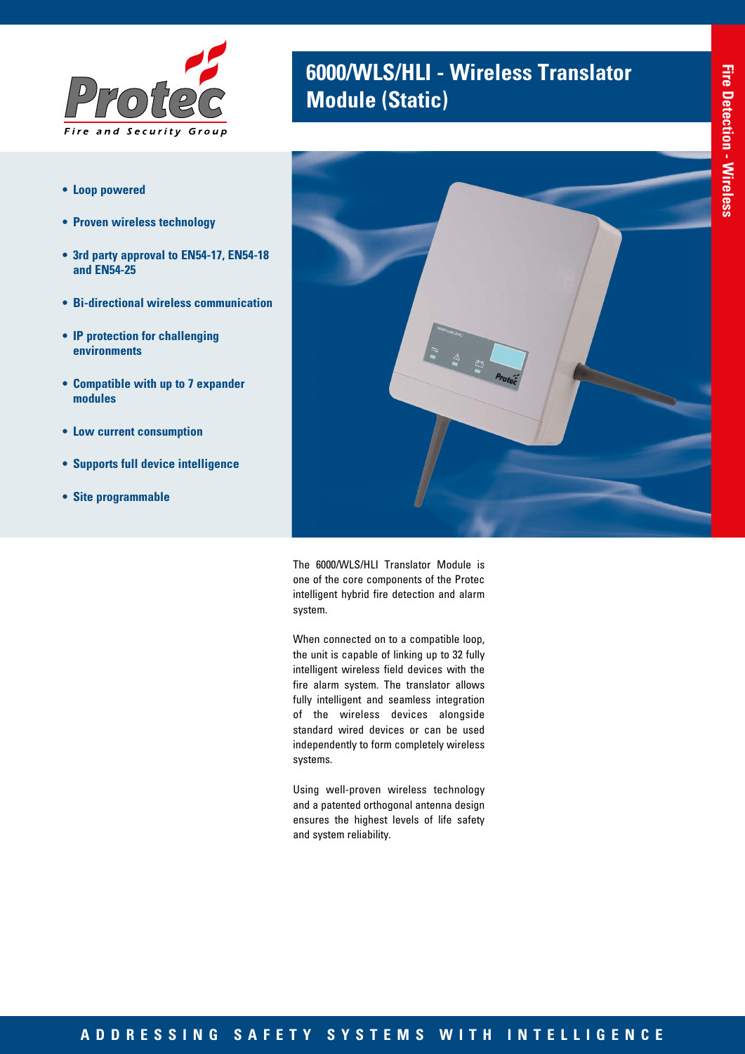Protec Fire and Security Group

# 6000/WLS/HLI - Wireless Translator Module (Static)

Fire Detection - Wireless

- **Loop powered**
- **Proven wireless technology**
- **3rd party approval to EN54-17, EN54-18 and EN54-25**
- **Bi-directional wireless communication**
- **IP protection for challenging environments**
- **Compatible with up to 7 expander modules**
- **Low current consumption**
- **Supports full device intelligence**
- **Site programmable**

The 6000/WLS/HLI Translator Module is one of the core components of the Protec intelligent hybrid fire detection and alarm system.

When connected on to a compatible loop, the unit is capable of linking up to 32 fully intelligent wireless field devices with the fire alarm system. The translator allows fully intelligent and seamless integration of the wireless devices alongside standard wired devices or can be used independently to form completely wireless systems.

Using well-proven wireless technology and a patented orthogonal antenna design ensures the highest levels of life safety and system reliability.

ADDRESSING SAFETY SYSTEMS WITH INTELLIGENCE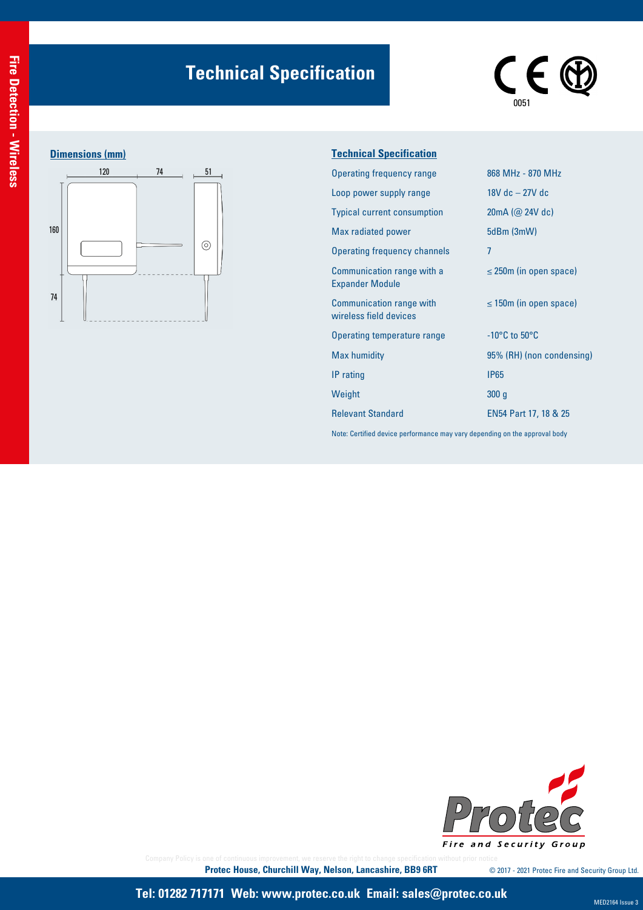# Technical Specification

0051

## Dimensions (mm)

120
74
51
160
74

## Technical Specification

| | |
|---|---|
| Operating frequency range | 868 MHz - 870 MHz |
| Loop power supply range | 18V dc – 27V dc |
| Typical current consumption | 20mA (@ 24V dc) |
| Max radiated power | 5dBm (3mW) |
| Operating frequency channels | 7 |
| Communication range with a Expander Module | ≤ 250m (in open space) |
| Communication range with wireless field devices | ≤ 150m (in open space) |
| Operating temperature range | -10°C to 50°C |
| Max humidity | 95% (RH) (non condensing) |
| IP rating | IP65 |
| Weight | 300 g |
| Relevant Standard | EN54 Part 17, 18 & 25 |

Note: Certified device performance may vary depending on the approval body

Company Policy is one of continuous improvement, we reserve the right to change specification without prior notice

**Protec House, Churchill Way, Nelson, Lancashire, BB9 6RT**

© 2017 - 2021 Protec Fire and Security Group Ltd.

**Tel: 01282 717171 Web: www.protec.co.uk Email: sales@protec.co.uk**

MED2164 Issue 3